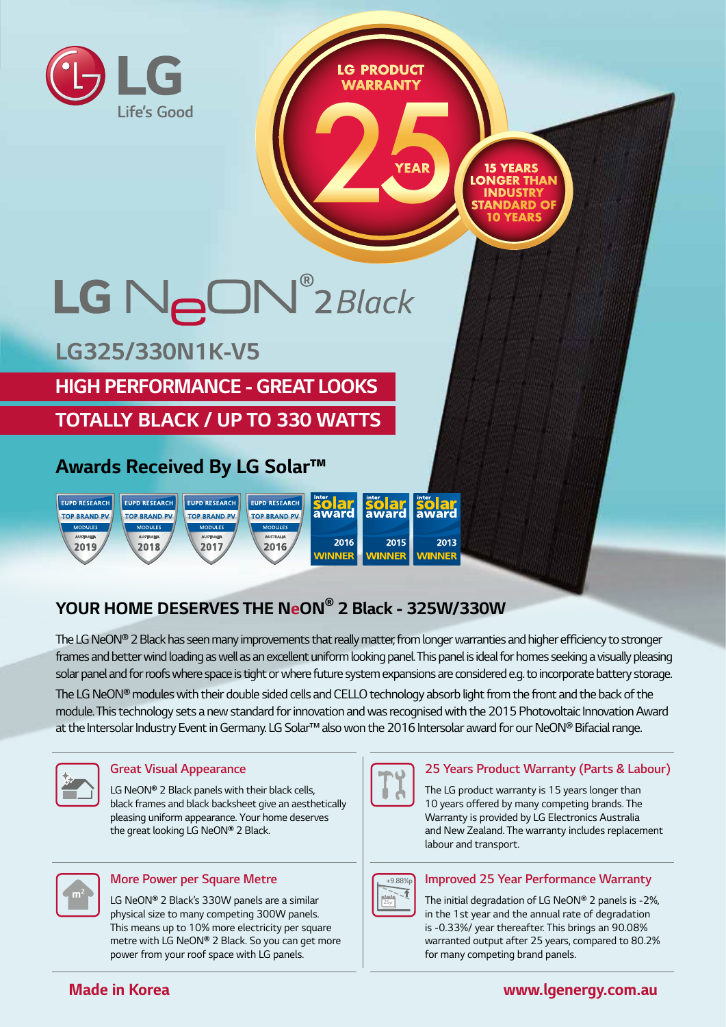LG Life's Good

LG PRODUCT WARRANTY 25 YEAR

15 YEARS LONGER THAN INDUSTRY STANDARD OF 10 YEARS

# LG NeON® 2 Black

## LG325/330N1K-V5

**HIGH PERFORMANCE - GREAT LOOKS**

**TOTALLY BLACK / UP TO 330 WATTS**

## Awards Received By LG Solar™

EUPD RESEARCH TOP BRAND PV MODULES AUSTRALIA 2019 | EUPD RESEARCH TOP BRAND PV MODULES AUSTRALIA 2018 | EUPD RESEARCH TOP BRAND PV MODULES AUSTRALIA 2017 | EUPD RESEARCH TOP BRAND PV MODULES AUSTRALIA 2016 | intersolar award 2016 WINNER | intersolar award 2015 WINNER | intersolar award 2013 WINNER

## YOUR HOME DESERVES THE NeON® 2 Black - 325W/330W

The LG NeON® 2 Black has seen many improvements that really matter, from longer warranties and higher efficiency to stronger frames and better wind loading as well as an excellent uniform looking panel. This panel is ideal for homes seeking a visually pleasing solar panel and for roofs where space is tight or where future system expansions are considered e.g. to incorporate battery storage.

The LG NeON® modules with their double sided cells and CELLO technology absorb light from the front and the back of the module. This technology sets a new standard for innovation and was recognised with the 2015 Photovoltaic Innovation Award at the Intersolar Industry Event in Germany. LG Solar™ also won the 2016 Intersolar award for our NeON® Bifacial range.

### Great Visual Appearance

LG NeON® 2 Black panels with their black cells, black frames and black backsheet give an aesthetically pleasing uniform appearance. Your home deserves the great looking LG NeON® 2 Black.

### More Power per Square Metre

LG NeON® 2 Black's 330W panels are a similar physical size to many competing 300W panels. This means up to 10% more electricity per square metre with LG NeON® 2 Black. So you can get more power from your roof space with LG panels.

### 25 Years Product Warranty (Parts & Labour)

The LG product warranty is 15 years longer than 10 years offered by many competing brands. The Warranty is provided by LG Electronics Australia and New Zealand. The warranty includes replacement labour and transport.

### Improved 25 Year Performance Warranty

The initial degradation of LG NeON® 2 panels is -2%, in the 1st year and the annual rate of degradation is -0.33%/ year thereafter. This brings an 90.08% warranted output after 25 years, compared to 80.2% for many competing brand panels.

**Made in Korea**

**www.lgenergy.com.au**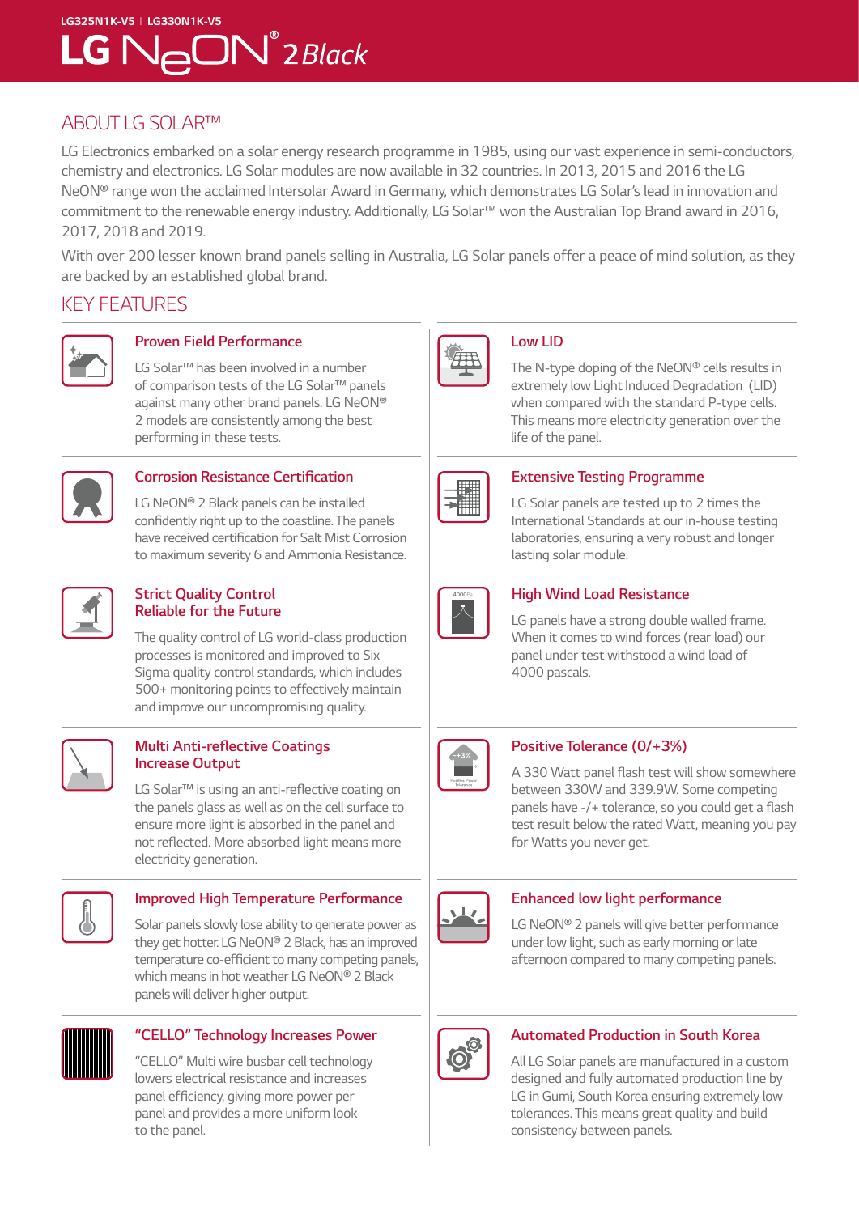LG325N1K-V5 | LG330N1K-V5

# LG NeON® 2 *Black*

## ABOUT LG SOLAR™

LG Electronics embarked on a solar energy research programme in 1985, using our vast experience in semi-conductors, chemistry and electronics. LG Solar modules are now available in 32 countries. In 2013, 2015 and 2016 the LG NeON® range won the acclaimed Intersolar Award in Germany, which demonstrates LG Solar's lead in innovation and commitment to the renewable energy industry. Additionally, LG Solar™ won the Australian Top Brand award in 2016, 2017, 2018 and 2019.

With over 200 lesser known brand panels selling in Australia, LG Solar panels offer a peace of mind solution, as they are backed by an established global brand.

## KEY FEATURES

### Proven Field Performance

LG Solar™ has been involved in a number of comparison tests of the LG Solar™ panels against many other brand panels. LG NeON® 2 models are consistently among the best performing in these tests.

### Corrosion Resistance Certification

LG NeON® 2 Black panels can be installed confidently right up to the coastline. The panels have received certification for Salt Mist Corrosion to maximum severity 6 and Ammonia Resistance.

### Strict Quality Control Reliable for the Future

The quality control of LG world-class production processes is monitored and improved to Six Sigma quality control standards, which includes 500+ monitoring points to effectively maintain and improve our uncompromising quality.

### Multi Anti-reflective Coatings Increase Output

LG Solar™ is using an anti-reflective coating on the panels glass as well as on the cell surface to ensure more light is absorbed in the panel and not reflected. More absorbed light means more electricity generation.

### Improved High Temperature Performance

Solar panels slowly lose ability to generate power as they get hotter. LG NeON® 2 Black, has an improved temperature co-efficient to many competing panels, which means in hot weather LG NeON® 2 Black panels will deliver higher output.

### "CELLO" Technology Increases Power

"CELLO" Multi wire busbar cell technology lowers electrical resistance and increases panel efficiency, giving more power per panel and provides a more uniform look to the panel.

### Low LID

The N-type doping of the NeON® cells results in extremely low Light Induced Degradation (LID) when compared with the standard P-type cells. This means more electricity generation over the life of the panel.

### Extensive Testing Programme

LG Solar panels are tested up to 2 times the International Standards at our in-house testing laboratories, ensuring a very robust and longer lasting solar module.

### High Wind Load Resistance

LG panels have a strong double walled frame. When it comes to wind forces (rear load) our panel under test withstood a wind load of 4000 pascals.

### Positive Tolerance (0/+3%)

A 330 Watt panel flash test will show somewhere between 330W and 339.9W. Some competing panels have -/+ tolerance, so you could get a flash test result below the rated Watt, meaning you pay for Watts you never get.

### Enhanced low light performance

LG NeON® 2 panels will give better performance under low light, such as early morning or late afternoon compared to many competing panels.

### Automated Production in South Korea

All LG Solar panels are manufactured in a custom designed and fully automated production line by LG in Gumi, South Korea ensuring extremely low tolerances. This means great quality and build consistency between panels.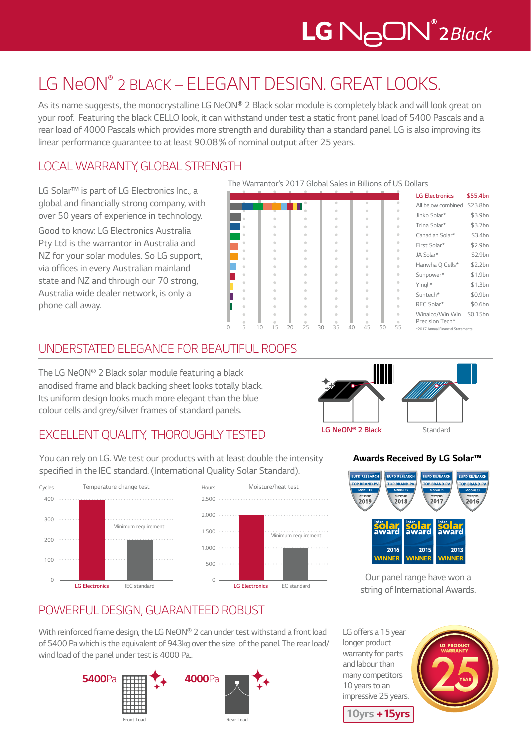LG NeON® 2 Black

# LG NeON® 2 BLACK – ELEGANT DESIGN. GREAT LOOKS.

As its name suggests, the monocrystalline LG NeON® 2 Black solar module is completely black and will look great on your roof. Featuring the black CELLO look, it can withstand under test a static front panel load of 5400 Pascals and a rear load of 4000 Pascals which provides more strength and durability than a standard panel. LG is also improving its linear performance guarantee to at least 90.08% of nominal output after 25 years.

## LOCAL WARRANTY, GLOBAL STRENGTH

LG Solar™ is part of LG Electronics Inc., a global and financially strong company, with over 50 years of experience in technology.

Good to know: LG Electronics Australia Pty Ltd is the warrantor in Australia and NZ for your solar modules. So LG support, via offices in every Australian mainland state and NZ and through our 70 strong, Australia wide dealer network, is only a phone call away.

The Warrantor's 2017 Global Sales in Billions of US Dollars

| Company | Sales |
|---|---|
| LG Electronics | $55.4bn |
| All below combined | $23.8bn |
| Jinko Solar* | $3.9bn |
| Trina Solar* | $3.7bn |
| Canadian Solar* | $3.4bn |
| First Solar* | $2.9bn |
| JA Solar* | $2.9bn |
| Hanwha Q Cells* | $2.2bn |
| Sunpower* | $1.9bn |
| Yingli* | $1.3bn |
| Suntech* | $0.9bn |
| REC Solar* | $0.6bn |
| Winaico/Win Win Precision Tech* | $0.15bn |

*2017 Annual Financial Statements.

## UNDERSTATED ELEGANCE FOR BEAUTIFUL ROOFS

The LG NeON® 2 Black solar module featuring a black anodised frame and black backing sheet looks totally black. Its uniform design looks much more elegant than the blue colour cells and grey/silver frames of standard panels.

LG NeON® 2 Black | Standard

## EXCELLENT QUALITY, THOROUGHLY TESTED

You can rely on LG. We test our products with at least double the intensity specified in the IEC standard. (International Quality Solar Standard).

Temperature change test (Cycles): LG Electronics ~400; IEC standard (Minimum requirement) ~200

Moisture/heat test (Hours): LG Electronics ~2.000; IEC standard (Minimum requirement) ~1.000

**Awards Received By LG Solar™**

EUPD Research Top Brand PV Modules Australia 2019, 2018, 2017, 2016

Intersolar award 2016 Winner, 2015 Winner, 2013 Winner

Our panel range have won a string of International Awards.

## POWERFUL DESIGN, GUARANTEED ROBUST

With reinforced frame design, the LG NeON® 2 can under test withstand a front load of 5400 Pa which is the equivalent of 943kg over the size of the panel. The rear load/ wind load of the panel under test is 4000 Pa..

5400Pa — Front Load

4000Pa — Rear Load

LG offers a 15 year longer product warranty for parts and labour than many competitors 10 years to an impressive 25 years.

10yrs + 15yrs

LG PRODUCT WARRANTY 25 YEAR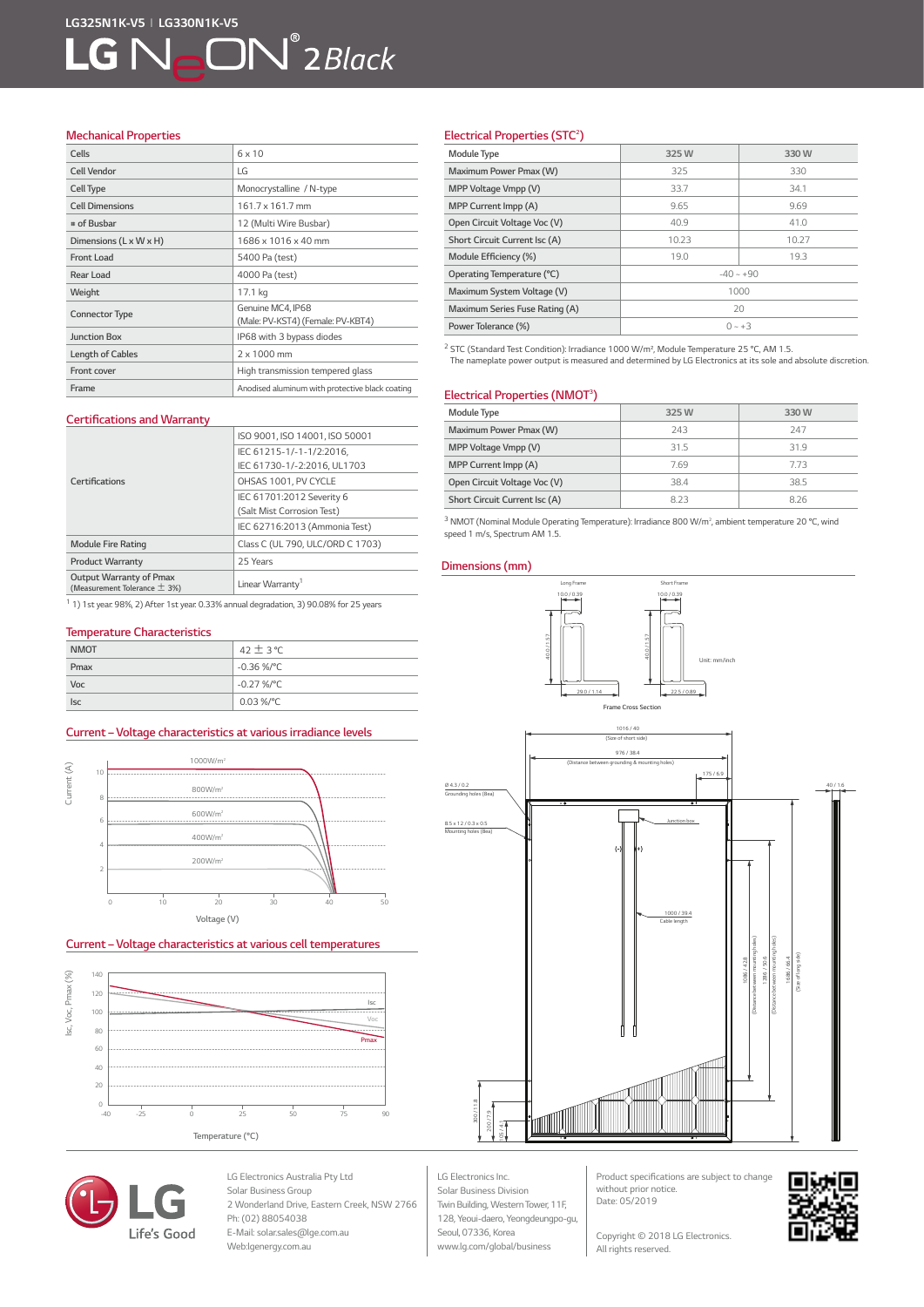LG325N1K-V5 | LG330N1K-V5

# LG NeON® 2 Black

## Mechanical Properties

| | |
|---|---|
| Cells | 6 x 10 |
| Cell Vendor | LG |
| Cell Type | Monocrystalline / N-type |
| Cell Dimensions | 161.7 x 161.7 mm |
| # of Busbar | 12 (Multi Wire Busbar) |
| Dimensions (L x W x H) | 1686 x 1016 x 40 mm |
| Front Load | 5400 Pa (test) |
| Rear Load | 4000 Pa (test) |
| Weight | 17.1 kg |
| Connector Type | Genuine MC4, IP68 (Male: PV-KST4) (Female: PV-KBT4) |
| Junction Box | IP68 with 3 bypass diodes |
| Length of Cables | 2 x 1000 mm |
| Front cover | High transmission tempered glass |
| Frame | Anodised aluminum with protective black coating |

## Certifications and Warranty

| | |
|---|---|
| Certifications | ISO 9001, ISO 14001, ISO 50001 |
| | IEC 61215-1/-1-1/2:2016, IEC 61730-1/-2:2016, UL1703 |
| | OHSAS 1001, PV CYCLE |
| | IEC 61701:2012 Severity 6 (Salt Mist Corrosion Test) |
| | IEC 62716:2013 (Ammonia Test) |
| Module Fire Rating | Class C (UL 790, ULC/ORD C 1703) |
| Product Warranty | 25 Years |
| Output Warranty of Pmax (Measurement Tolerance ± 3%) | Linear Warranty[1] |

[1] 1) 1st year: 98%, 2) After 1st year: 0.33% annual degradation, 3) 90.08% for 25 years

## Temperature Characteristics

| | |
|---|---|
| NMOT | 42 ± 3 °C |
| Pmax | -0.36 %/°C |
| Voc | -0.27 %/°C |
| Isc | 0.03 %/°C |

## Current – Voltage characteristics at various irradiance levels

Current (A)
1000W/m²
800W/m²
600W/m²
400W/m²
200W/m²
Voltage (V)

## Current – Voltage characteristics at various cell temperatures

Isc, Voc, Pmax (%)
Isc
Voc
Pmax
Temperature (°C)

## Electrical Properties (STC[2])

| Module Type | 325 W | 330 W |
|---|---|---|
| Maximum Power Pmax (W) | 325 | 330 |
| MPP Voltage Vmpp (V) | 33.7 | 34.1 |
| MPP Current Impp (A) | 9.65 | 9.69 |
| Open Circuit Voltage Voc (V) | 40.9 | 41.0 |
| Short Circuit Current Isc (A) | 10.23 | 10.27 |
| Module Efficiency (%) | 19.0 | 19.3 |
| Operating Temperature (°C) | -40 ~ +90 | |
| Maximum System Voltage (V) | 1000 | |
| Maximum Series Fuse Rating (A) | 20 | |
| Power Tolerance (%) | 0 ~ +3 | |

[2] STC (Standard Test Condition): Irradiance 1000 W/m², Module Temperature 25 °C, AM 1.5.
The nameplate power output is measured and determined by LG Electronics at its sole and absolute discretion.

## Electrical Properties (NMOT[3])

| Module Type | 325 W | 330 W |
|---|---|---|
| Maximum Power Pmax (W) | 243 | 247 |
| MPP Voltage Vmpp (V) | 31.5 | 31.9 |
| MPP Current Impp (A) | 7.69 | 7.73 |
| Open Circuit Voltage Voc (V) | 38.4 | 38.5 |
| Short Circuit Current Isc (A) | 8.23 | 8.26 |

[3] NMOT (Nominal Module Operating Temperature): Irradiance 800 W/m², ambient temperature 20 °C, wind speed 1 m/s, Spectrum AM 1.5.

## Dimensions (mm)

Long Frame
Short Frame
Unit: mm/inch
Frame Cross Section
1016 / 40 (Size of short side)
976 / 38.4 (Distance between grounding & mounting holes)
Ø 4.3 / 0.2 Grounding holes (8ea)
8.5 x 12 / 0.3 x 0.5 Mounting holes (8ea)
Junction box
1000 / 39.4 Cable length
1686 / 66.4 (Size of long side)

---

LG Electronics Australia Pty Ltd
Solar Business Group
2 Wonderland Drive, Eastern Creek, NSW 2766
Ph: (02) 88054038
E-Mail: solar.sales@lge.com.au
Web:lgenergy.com.au

LG Electronics Inc.
Solar Business Division
Twin Building, Western Tower, 11F,
128, Yeoui-daero, Yeongdeungpo-gu,
Seoul, 07336, Korea
www.lg.com/global/business

Product specifications are subject to change without prior notice.
Date: 05/2019

Copyright © 2018 LG Electronics.
All rights reserved.